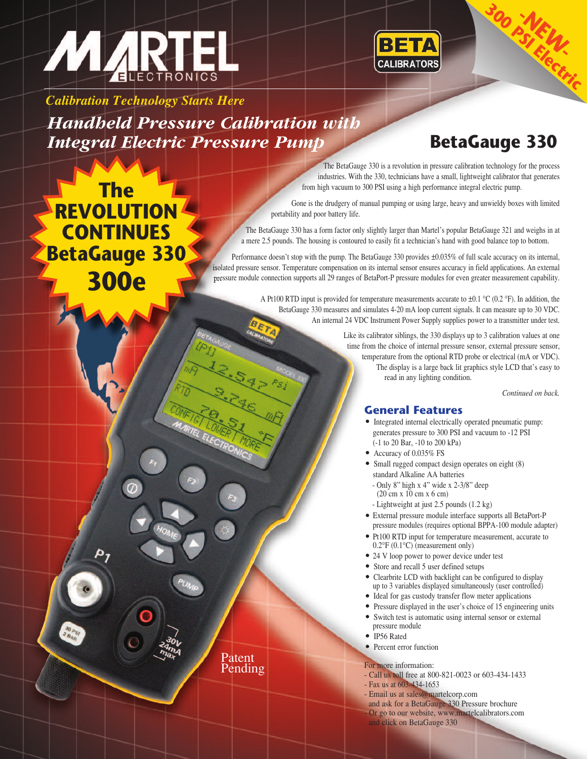MARTEL ELECTRONICS

BETA CALIBRATORS

-NEW- 300 PSI Electric

*Calibration Technology Starts Here*

# *Handheld Pressure Calibration with Integral Electric Pressure Pump*

# BetaGauge 330

**The REVOLUTION CONTINUES BetaGauge 330 300e**

The BetaGauge 330 is a revolution in pressure calibration technology for the process industries. With the 330, technicians have a small, lightweight calibrator that generates from high vacuum to 300 PSI using a high performance integral electric pump.

Gone is the drudgery of manual pumping or using large, heavy and unwieldy boxes with limited portability and poor battery life.

The BetaGauge 330 has a form factor only slightly larger than Martel's popular BetaGauge 321 and weighs in at a mere 2.5 pounds. The housing is contoured to easily fit a technician's hand with good balance top to bottom.

Performance doesn't stop with the pump. The BetaGauge 330 provides ±0.035% of full scale accuracy on its internal, isolated pressure sensor. Temperature compensation on its internal sensor ensures accuracy in field applications. An external pressure module connection supports all 29 ranges of BetaPort-P pressure modules for even greater measurement capability.

A Pt100 RTD input is provided for temperature measurements accurate to ±0.1 °C (0.2 °F). In addition, the BetaGauge 330 measures and simulates 4-20 mA loop current signals. It can measure up to 30 VDC. An internal 24 VDC Instrument Power Supply supplies power to a transmitter under test.

Like its calibrator siblings, the 330 displays up to 3 calibration values at one time from the choice of internal pressure sensor, external pressure sensor, temperature from the optional RTD probe or electrical (mA or VDC). The display is a large back lit graphics style LCD that's easy to read in any lighting condition.

*Continued on back.*

## General Features

- Integrated internal electrically operated pneumatic pump: generates pressure to 300 PSI and vacuum to -12 PSI (-1 to 20 Bar, -10 to 200 kPa)
- Accuracy of 0.035% FS
- Small rugged compact design operates on eight (8) standard Alkaline AA batteries
  - Only 8" high x 4" wide x 2-3/8" deep (20 cm x 10 cm x 6 cm)
  - Lightweight at just 2.5 pounds (1.2 kg)
- External pressure module interface supports all BetaPort-P pressure modules (requires optional BPPA-100 module adapter)
- Pt100 RTD input for temperature measurement, accurate to 0.2°F (0.1°C) (measurement only)
- 24 V loop power to power device under test
- Store and recall 5 user defined setups
- Clearbrite LCD with backlight can be configured to display up to 3 variables displayed simultaneously (user controlled)
- Ideal for gas custody transfer flow meter applications
- Pressure displayed in the user's choice of 15 engineering units
- Switch test is automatic using internal sensor or external pressure module
- IP56 Rated
- Percent error function

Patent Pending

For more information:
- Call us toll free at 800-821-0023 or 603-434-1433
- Fax us at 603-434-1653
- Email us at sales@martelcorp.com and ask for a BetaGauge 330 Pressure brochure
- Or go to our website, www.martelcalibrators.com and click on BetaGauge 330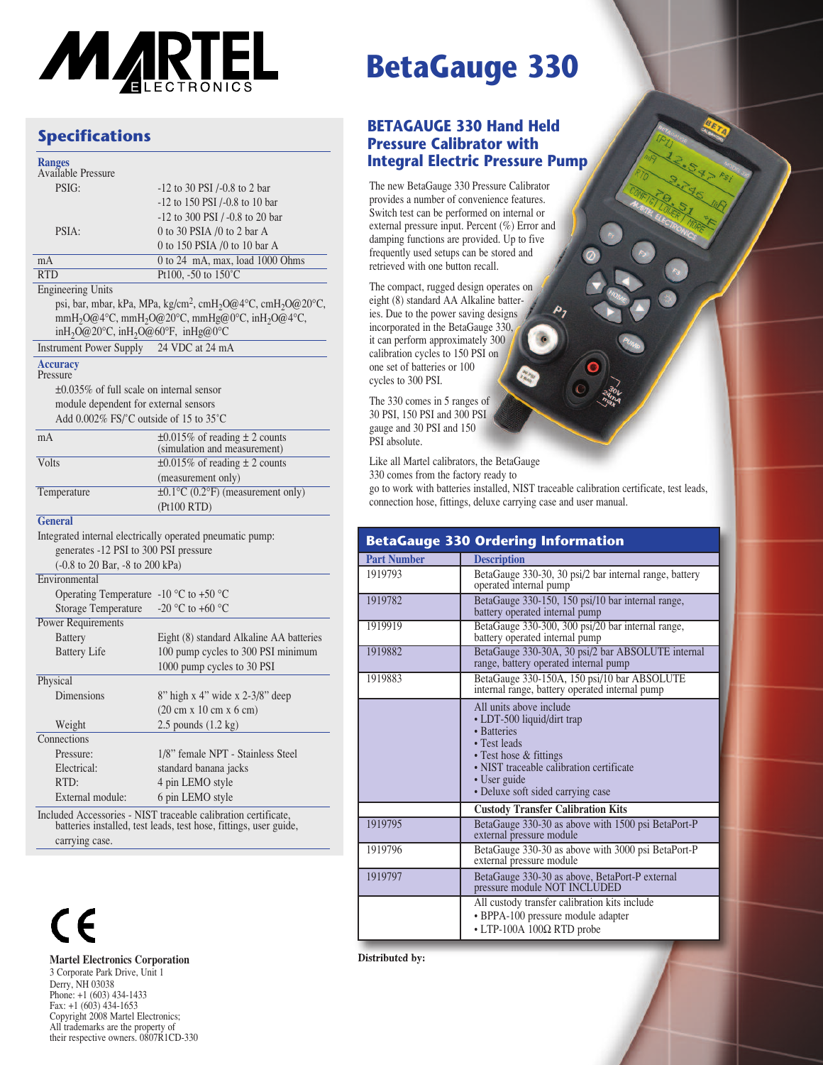# BetaGauge 330

## Specifications

### Ranges

Available Pressure

| | |
|---|---|
| PSIG: | -12 to 30 PSI /-0.8 to 2 bar |
| | -12 to 150 PSI /-0.8 to 10 bar |
| | -12 to 300 PSI / -0.8 to 20 bar |
| PSIA: | 0 to 30 PSIA /0 to 2 bar A |
| | 0 to 150 PSIA /0 to 10 bar A |
| mA | 0 to 24 mA, max, load 1000 Ohms |
| RTD | Pt100, -50 to 150°C |

Engineering Units

psi, bar, mbar, kPa, MPa, kg/cm$^2$, cmH$_2$O@4°C, cmH$_2$O@20°C, mmH$_2$O@4°C, mmH$_2$O@20°C, mmHg@0°C, inH$_2$O@4°C, inH$_2$O@20°C, inH$_2$O@60°F, inHg@0°C

| | |
|---|---|
| Instrument Power Supply | 24 VDC at 24 mA |

### Accuracy

Pressure

±0.035% of full scale on internal sensor
module dependent for external sensors
Add 0.002% FS/°C outside of 15 to 35°C

| | |
|---|---|
| mA | ±0.015% of reading ± 2 counts (simulation and measurement) |
| Volts | ±0.015% of reading ± 2 counts (measurement only) |
| Temperature | ±0.1°C (0.2°F) (measurement only) (Pt100 RTD) |

### General

Integrated internal electrically operated pneumatic pump:
generates -12 PSI to 300 PSI pressure
(-0.8 to 20 Bar, -8 to 200 kPa)

Environmental

| | |
|---|---|
| Operating Temperature | -10 °C to +50 °C |
| Storage Temperature | -20 °C to +60 °C |

Power Requirements

| | |
|---|---|
| Battery | Eight (8) standard Alkaline AA batteries |
| Battery Life | 100 pump cycles to 300 PSI minimum |
| | 1000 pump cycles to 30 PSI |

Physical

| | |
|---|---|
| Dimensions | 8" high x 4" wide x 2-3/8" deep |
| | (20 cm x 10 cm x 6 cm) |
| Weight | 2.5 pounds (1.2 kg) |

Connections

| | |
|---|---|
| Pressure: | 1/8" female NPT - Stainless Steel |
| Electrical: | standard banana jacks |
| RTD: | 4 pin LEMO style |
| External module: | 6 pin LEMO style |

Included Accessories - NIST traceable calibration certificate, batteries installed, test leads, test hose, fittings, user guide, carrying case.

## BETAGAUGE 330 Hand Held Pressure Calibrator with Integral Electric Pressure Pump

The new BetaGauge 330 Pressure Calibrator provides a number of convenience features. Switch test can be performed on internal or external pressure input. Percent (%) Error and damping functions are provided. Up to five frequently used setups can be stored and retrieved with one button recall.

The compact, rugged design operates on eight (8) standard AA Alkaline batteries. Due to the power saving designs incorporated in the BetaGauge 330, it can perform approximately 300 calibration cycles to 150 PSI on one set of batteries or 100 cycles to 300 PSI.

The 330 comes in 5 ranges of 30 PSI, 150 PSI and 300 PSI gauge and 30 PSI and 150 PSI absolute.

Like all Martel calibrators, the BetaGauge 330 comes from the factory ready to go to work with batteries installed, NIST traceable calibration certificate, test leads, connection hose, fittings, deluxe carrying case and user manual.

### BetaGauge 330 Ordering Information

| Part Number | Description |
|---|---|
| 1919793 | BetaGauge 330-30, 30 psi/2 bar internal range, battery operated internal pump |
| 1919782 | BetaGauge 330-150, 150 psi/10 bar internal range, battery operated internal pump |
| 1919919 | BetaGauge 330-300, 300 psi/20 bar internal range, battery operated internal pump |
| 1919882 | BetaGauge 330-30A, 30 psi/2 bar ABSOLUTE internal range, battery operated internal pump |
| 1919883 | BetaGauge 330-150A, 150 psi/10 bar ABSOLUTE internal range, battery operated internal pump |
| | All units above include • LDT-500 liquid/dirt trap • Batteries • Test leads • Test hose & fittings • NIST traceable calibration certificate • User guide • Deluxe soft sided carrying case |
| | **Custody Transfer Calibration Kits** |
| 1919795 | BetaGauge 330-30 as above with 1500 psi BetaPort-P external pressure module |
| 1919796 | BetaGauge 330-30 as above with 3000 psi BetaPort-P external pressure module |
| 1919797 | BetaGauge 330-30 as above, BetaPort-P external pressure module NOT INCLUDED |
| | All custody transfer calibration kits include • BPPA-100 pressure module adapter • LTP-100A 100Ω RTD probe |

**Distributed by:**

**Martel Electronics Corporation**
3 Corporate Park Drive, Unit 1
Derry, NH 03038
Phone: +1 (603) 434-1433
Fax: +1 (603) 434-1653
Copyright 2008 Martel Electronics;
All trademarks are the property of their respective owners. 0807R1CD-330